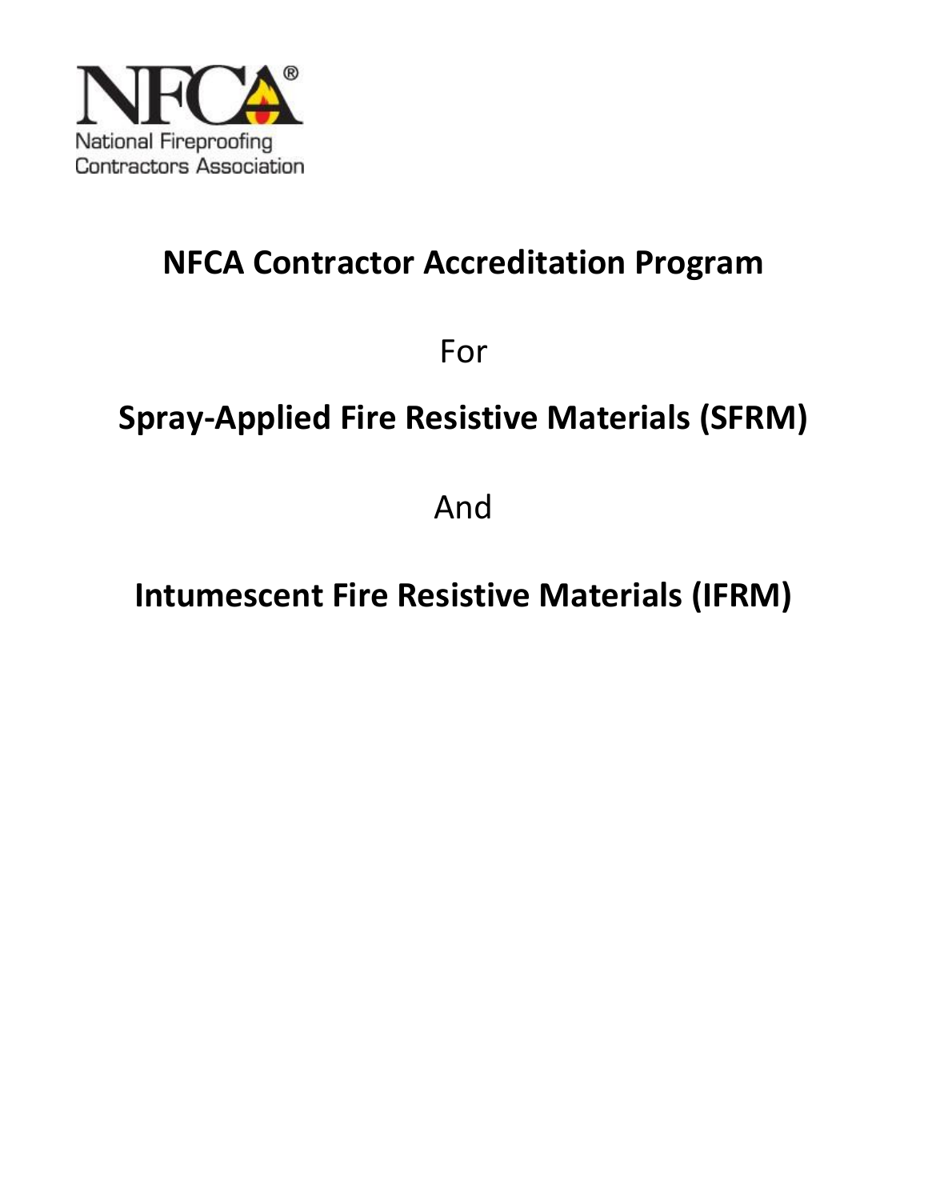NFCA®

National Fireproofing Contractors Association

# NFCA Contractor Accreditation Program

For

# Spray-Applied Fire Resistive Materials (SFRM)

And

# Intumescent Fire Resistive Materials (IFRM)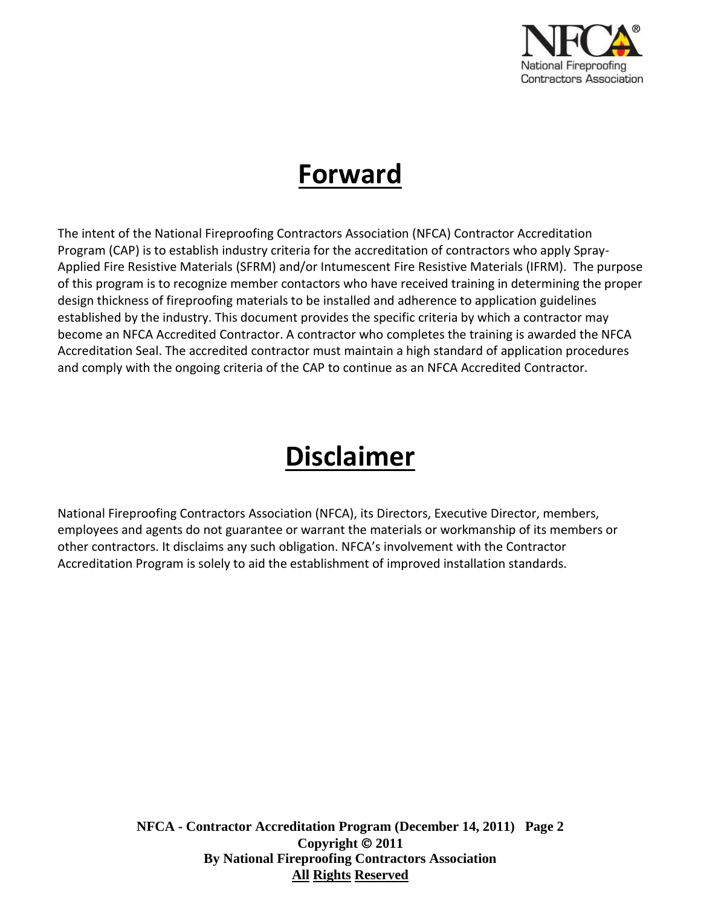# Forward

The intent of the National Fireproofing Contractors Association (NFCA) Contractor Accreditation Program (CAP) is to establish industry criteria for the accreditation of contractors who apply Spray-Applied Fire Resistive Materials (SFRM) and/or Intumescent Fire Resistive Materials (IFRM). The purpose of this program is to recognize member contactors who have received training in determining the proper design thickness of fireproofing materials to be installed and adherence to application guidelines established by the industry. This document provides the specific criteria by which a contractor may become an NFCA Accredited Contractor. A contractor who completes the training is awarded the NFCA Accreditation Seal. The accredited contractor must maintain a high standard of application procedures and comply with the ongoing criteria of the CAP to continue as an NFCA Accredited Contractor.

# Disclaimer

National Fireproofing Contractors Association (NFCA), its Directors, Executive Director, members, employees and agents do not guarantee or warrant the materials or workmanship of its members or other contractors. It disclaims any such obligation. NFCA's involvement with the Contractor Accreditation Program is solely to aid the establishment of improved installation standards.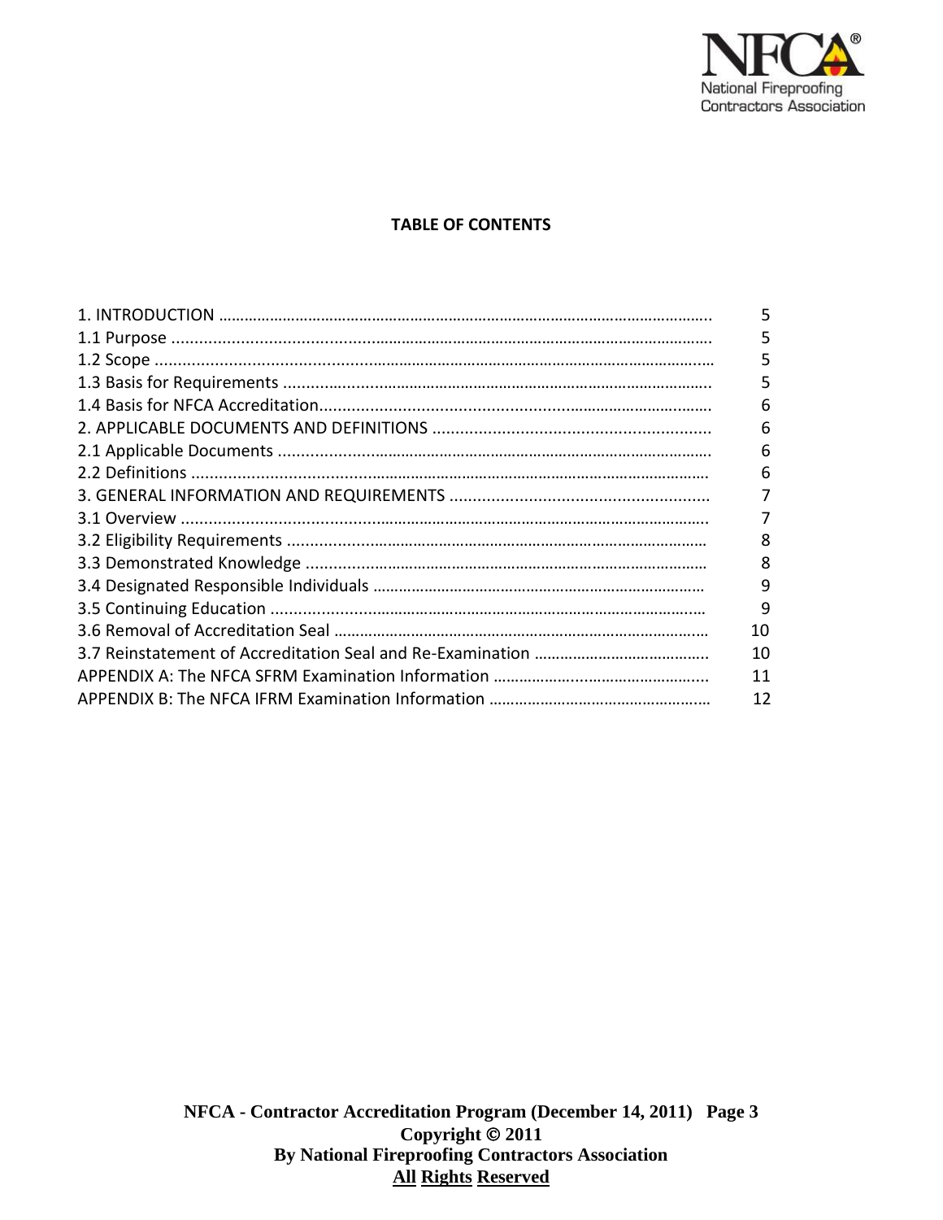**TABLE OF CONTENTS**

| | |
|---|---|
| 1. INTRODUCTION | 5 |
| 1.1 Purpose | 5 |
| 1.2 Scope | 5 |
| 1.3 Basis for Requirements | 5 |
| 1.4 Basis for NFCA Accreditation | 6 |
| 2. APPLICABLE DOCUMENTS AND DEFINITIONS | 6 |
| 2.1 Applicable Documents | 6 |
| 2.2 Definitions | 6 |
| 3. GENERAL INFORMATION AND REQUIREMENTS | 7 |
| 3.1 Overview | 7 |
| 3.2 Eligibility Requirements | 8 |
| 3.3 Demonstrated Knowledge | 8 |
| 3.4 Designated Responsible Individuals | 9 |
| 3.5 Continuing Education | 9 |
| 3.6 Removal of Accreditation Seal | 10 |
| 3.7 Reinstatement of Accreditation Seal and Re-Examination | 10 |
| APPENDIX A: The NFCA SFRM Examination Information | 11 |
| APPENDIX B: The NFCA IFRM Examination Information | 12 |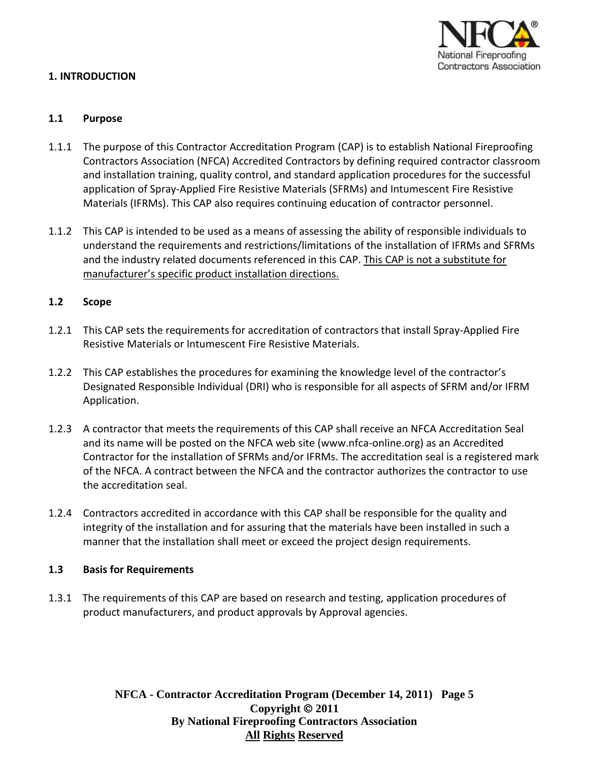## 1. INTRODUCTION

### 1.1 Purpose

1.1.1 The purpose of this Contractor Accreditation Program (CAP) is to establish National Fireproofing Contractors Association (NFCA) Accredited Contractors by defining required contractor classroom and installation training, quality control, and standard application procedures for the successful application of Spray-Applied Fire Resistive Materials (SFRMs) and Intumescent Fire Resistive Materials (IFRMs). This CAP also requires continuing education of contractor personnel.

1.1.2 This CAP is intended to be used as a means of assessing the ability of responsible individuals to understand the requirements and restrictions/limitations of the installation of IFRMs and SFRMs and the industry related documents referenced in this CAP. <u>This CAP is not a substitute for manufacturer's specific product installation directions.</u>

### 1.2 Scope

1.2.1 This CAP sets the requirements for accreditation of contractors that install Spray-Applied Fire Resistive Materials or Intumescent Fire Resistive Materials.

1.2.2 This CAP establishes the procedures for examining the knowledge level of the contractor's Designated Responsible Individual (DRI) who is responsible for all aspects of SFRM and/or IFRM Application.

1.2.3 A contractor that meets the requirements of this CAP shall receive an NFCA Accreditation Seal and its name will be posted on the NFCA web site (www.nfca-online.org) as an Accredited Contractor for the installation of SFRMs and/or IFRMs. The accreditation seal is a registered mark of the NFCA. A contract between the NFCA and the contractor authorizes the contractor to use the accreditation seal.

1.2.4 Contractors accredited in accordance with this CAP shall be responsible for the quality and integrity of the installation and for assuring that the materials have been installed in such a manner that the installation shall meet or exceed the project design requirements.

### 1.3 Basis for Requirements

1.3.1 The requirements of this CAP are based on research and testing, application procedures of product manufacturers, and product approvals by Approval agencies.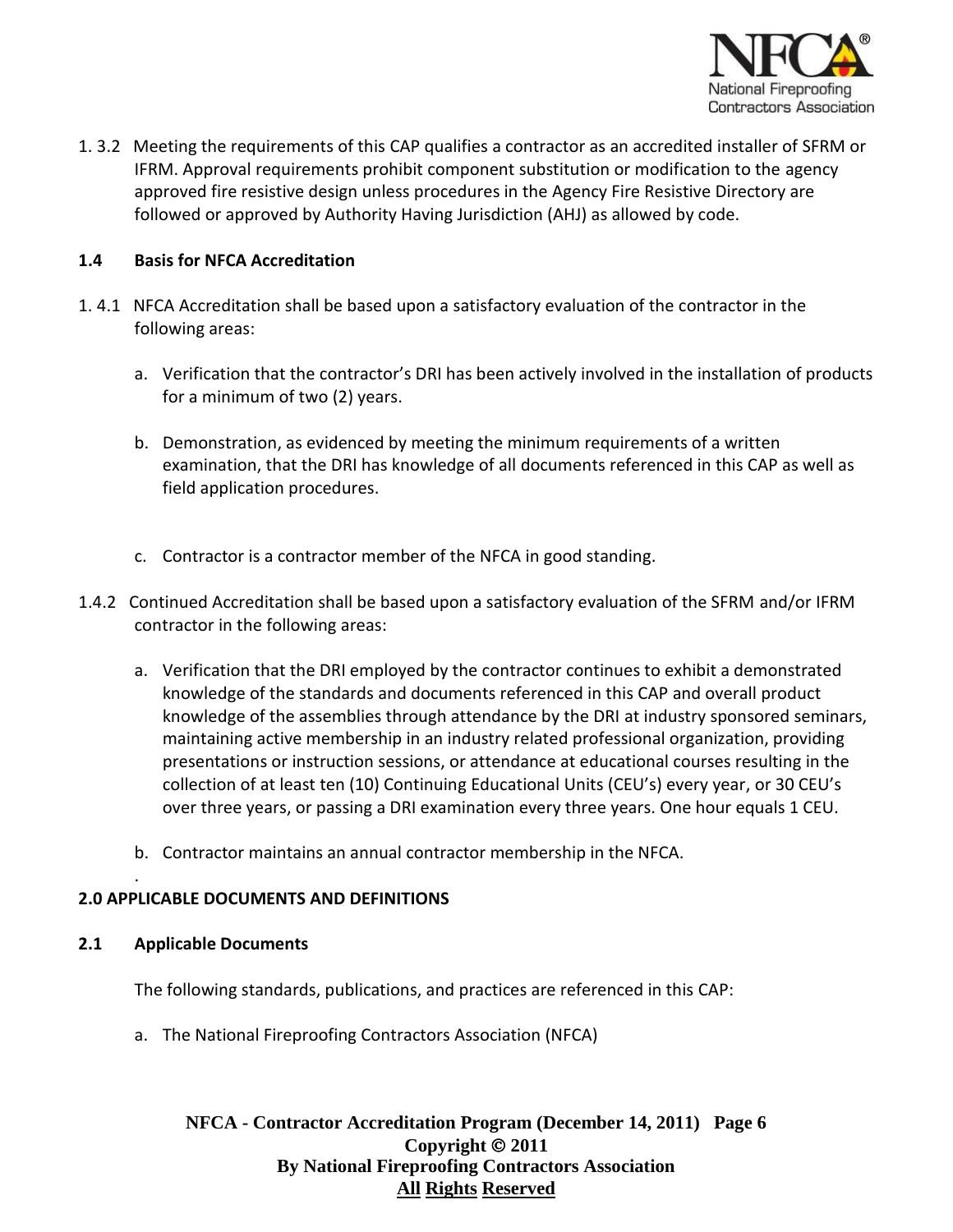1. 3.2 Meeting the requirements of this CAP qualifies a contractor as an accredited installer of SFRM or IFRM. Approval requirements prohibit component substitution or modification to the agency approved fire resistive design unless procedures in the Agency Fire Resistive Directory are followed or approved by Authority Having Jurisdiction (AHJ) as allowed by code.

### 1.4 Basis for NFCA Accreditation

1. 4.1 NFCA Accreditation shall be based upon a satisfactory evaluation of the contractor in the following areas:

   a. Verification that the contractor's DRI has been actively involved in the installation of products for a minimum of two (2) years.

   b. Demonstration, as evidenced by meeting the minimum requirements of a written examination, that the DRI has knowledge of all documents referenced in this CAP as well as field application procedures.

   c. Contractor is a contractor member of the NFCA in good standing.

1.4.2 Continued Accreditation shall be based upon a satisfactory evaluation of the SFRM and/or IFRM contractor in the following areas:

   a. Verification that the DRI employed by the contractor continues to exhibit a demonstrated knowledge of the standards and documents referenced in this CAP and overall product knowledge of the assemblies through attendance by the DRI at industry sponsored seminars, maintaining active membership in an industry related professional organization, providing presentations or instruction sessions, or attendance at educational courses resulting in the collection of at least ten (10) Continuing Educational Units (CEU's) every year, or 30 CEU's over three years, or passing a DRI examination every three years. One hour equals 1 CEU.

   b. Contractor maintains an annual contractor membership in the NFCA.

## 2.0 APPLICABLE DOCUMENTS AND DEFINITIONS

### 2.1 Applicable Documents

The following standards, publications, and practices are referenced in this CAP:

a. The National Fireproofing Contractors Association (NFCA)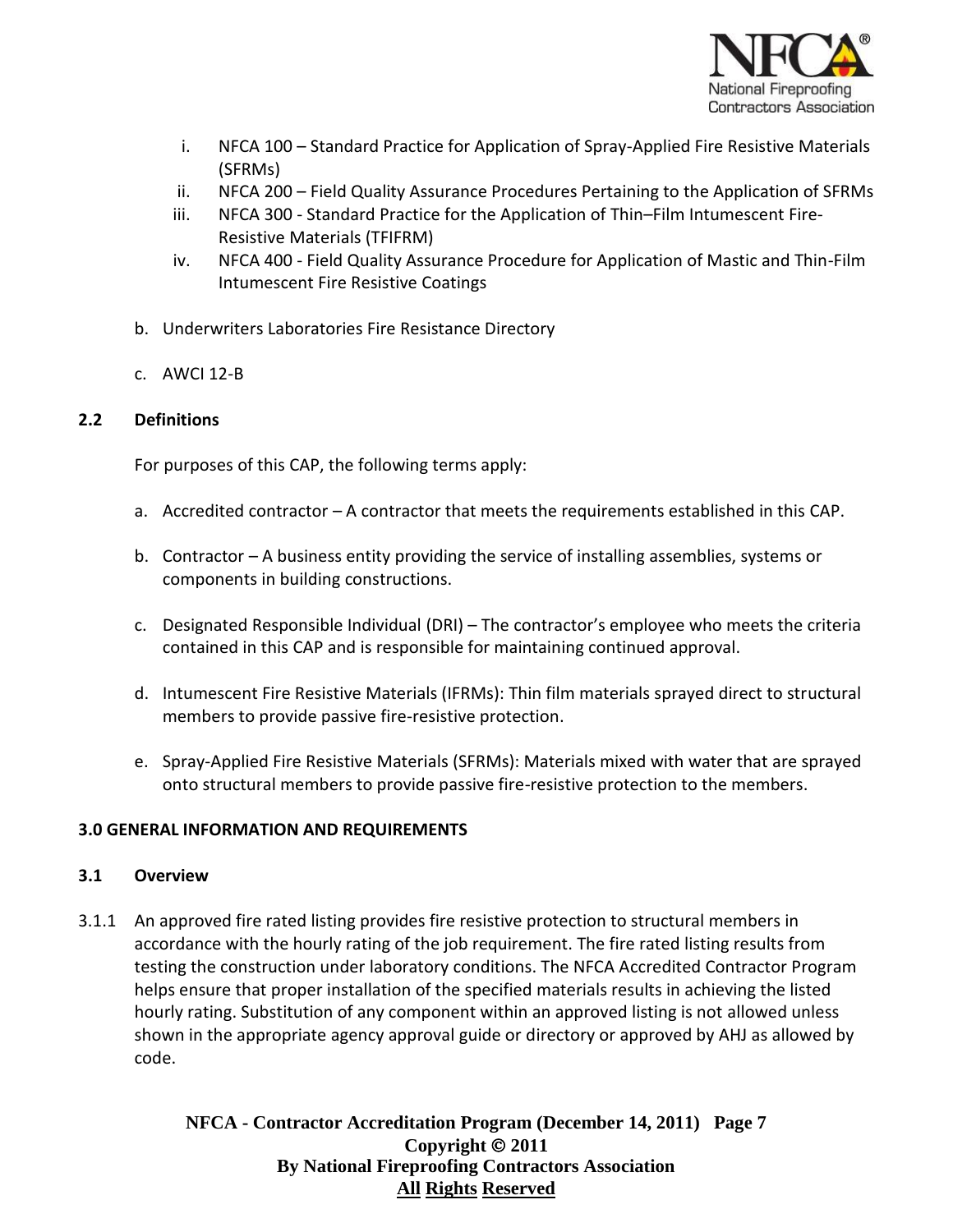i. NFCA 100 – Standard Practice for Application of Spray-Applied Fire Resistive Materials (SFRMs)
ii. NFCA 200 – Field Quality Assurance Procedures Pertaining to the Application of SFRMs
iii. NFCA 300 - Standard Practice for the Application of Thin–Film Intumescent Fire-Resistive Materials (TFIFRM)
iv. NFCA 400 - Field Quality Assurance Procedure for Application of Mastic and Thin-Film Intumescent Fire Resistive Coatings

b. Underwriters Laboratories Fire Resistance Directory

c. AWCI 12-B

### 2.2 Definitions

For purposes of this CAP, the following terms apply:

a. Accredited contractor – A contractor that meets the requirements established in this CAP.

b. Contractor – A business entity providing the service of installing assemblies, systems or components in building constructions.

c. Designated Responsible Individual (DRI) – The contractor's employee who meets the criteria contained in this CAP and is responsible for maintaining continued approval.

d. Intumescent Fire Resistive Materials (IFRMs): Thin film materials sprayed direct to structural members to provide passive fire-resistive protection.

e. Spray-Applied Fire Resistive Materials (SFRMs): Materials mixed with water that are sprayed onto structural members to provide passive fire-resistive protection to the members.

## 3.0 GENERAL INFORMATION AND REQUIREMENTS

### 3.1 Overview

3.1.1 An approved fire rated listing provides fire resistive protection to structural members in accordance with the hourly rating of the job requirement. The fire rated listing results from testing the construction under laboratory conditions. The NFCA Accredited Contractor Program helps ensure that proper installation of the specified materials results in achieving the listed hourly rating. Substitution of any component within an approved listing is not allowed unless shown in the appropriate agency approval guide or directory or approved by AHJ as allowed by code.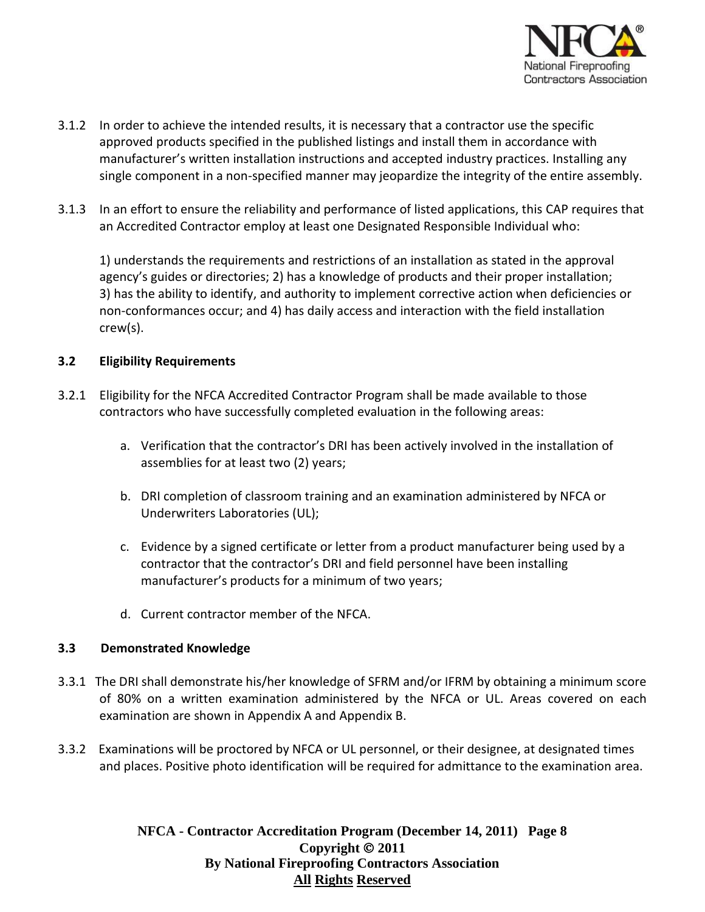3.1.2 In order to achieve the intended results, it is necessary that a contractor use the specific approved products specified in the published listings and install them in accordance with manufacturer's written installation instructions and accepted industry practices. Installing any single component in a non-specified manner may jeopardize the integrity of the entire assembly.

3.1.3 In an effort to ensure the reliability and performance of listed applications, this CAP requires that an Accredited Contractor employ at least one Designated Responsible Individual who:

1) understands the requirements and restrictions of an installation as stated in the approval agency's guides or directories; 2) has a knowledge of products and their proper installation; 3) has the ability to identify, and authority to implement corrective action when deficiencies or non-conformances occur; and 4) has daily access and interaction with the field installation crew(s).

### 3.2 Eligibility Requirements

3.2.1 Eligibility for the NFCA Accredited Contractor Program shall be made available to those contractors who have successfully completed evaluation in the following areas:

a. Verification that the contractor's DRI has been actively involved in the installation of assemblies for at least two (2) years;

b. DRI completion of classroom training and an examination administered by NFCA or Underwriters Laboratories (UL);

c. Evidence by a signed certificate or letter from a product manufacturer being used by a contractor that the contractor's DRI and field personnel have been installing manufacturer's products for a minimum of two years;

d. Current contractor member of the NFCA.

### 3.3 Demonstrated Knowledge

3.3.1 The DRI shall demonstrate his/her knowledge of SFRM and/or IFRM by obtaining a minimum score of 80% on a written examination administered by the NFCA or UL. Areas covered on each examination are shown in Appendix A and Appendix B.

3.3.2 Examinations will be proctored by NFCA or UL personnel, or their designee, at designated times and places. Positive photo identification will be required for admittance to the examination area.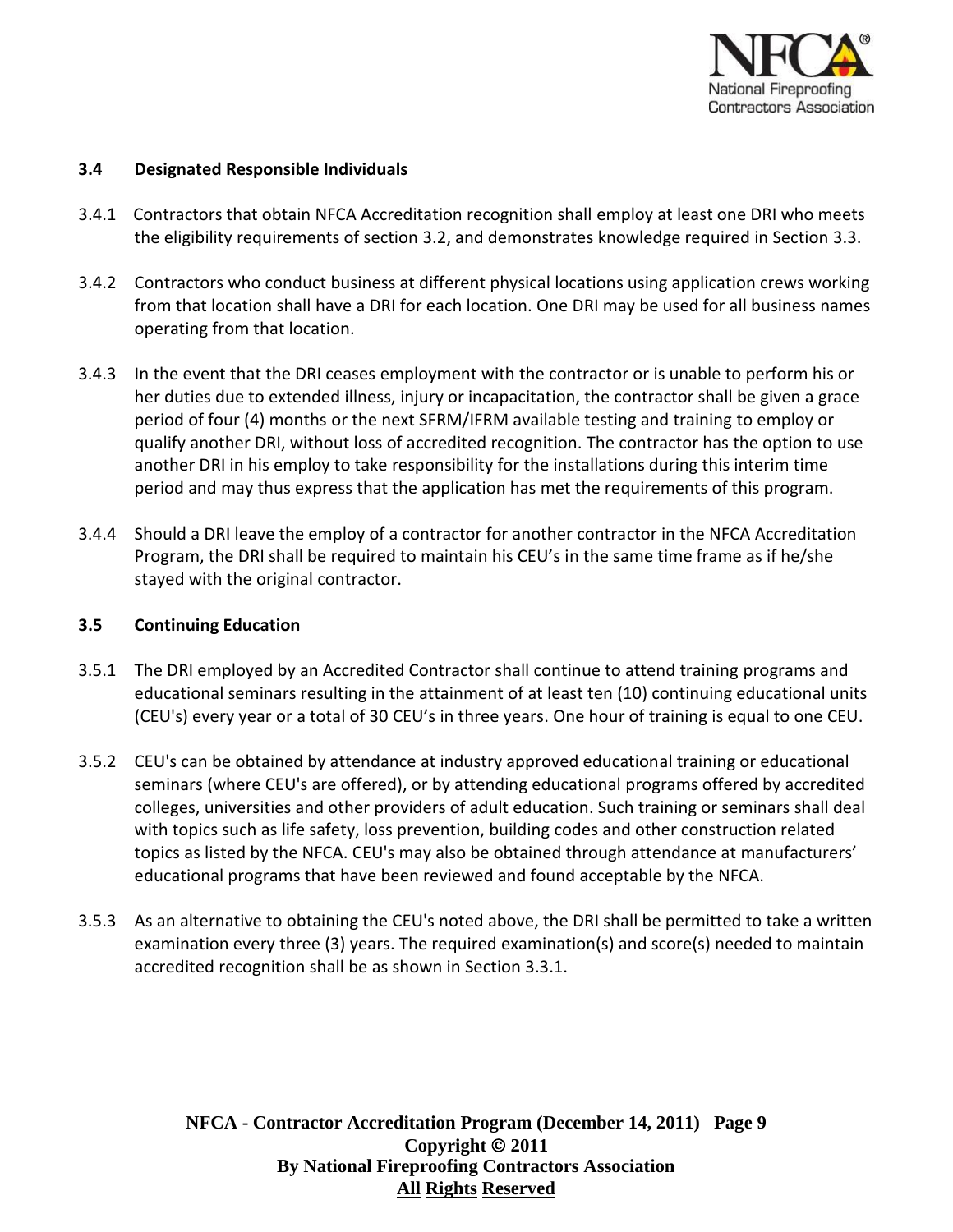### 3.4 Designated Responsible Individuals

3.4.1 Contractors that obtain NFCA Accreditation recognition shall employ at least one DRI who meets the eligibility requirements of section 3.2, and demonstrates knowledge required in Section 3.3.

3.4.2 Contractors who conduct business at different physical locations using application crews working from that location shall have a DRI for each location. One DRI may be used for all business names operating from that location.

3.4.3 In the event that the DRI ceases employment with the contractor or is unable to perform his or her duties due to extended illness, injury or incapacitation, the contractor shall be given a grace period of four (4) months or the next SFRM/IFRM available testing and training to employ or qualify another DRI, without loss of accredited recognition. The contractor has the option to use another DRI in his employ to take responsibility for the installations during this interim time period and may thus express that the application has met the requirements of this program.

3.4.4 Should a DRI leave the employ of a contractor for another contractor in the NFCA Accreditation Program, the DRI shall be required to maintain his CEU's in the same time frame as if he/she stayed with the original contractor.

### 3.5 Continuing Education

3.5.1 The DRI employed by an Accredited Contractor shall continue to attend training programs and educational seminars resulting in the attainment of at least ten (10) continuing educational units (CEU's) every year or a total of 30 CEU's in three years. One hour of training is equal to one CEU.

3.5.2 CEU's can be obtained by attendance at industry approved educational training or educational seminars (where CEU's are offered), or by attending educational programs offered by accredited colleges, universities and other providers of adult education. Such training or seminars shall deal with topics such as life safety, loss prevention, building codes and other construction related topics as listed by the NFCA. CEU's may also be obtained through attendance at manufacturers' educational programs that have been reviewed and found acceptable by the NFCA.

3.5.3 As an alternative to obtaining the CEU's noted above, the DRI shall be permitted to take a written examination every three (3) years. The required examination(s) and score(s) needed to maintain accredited recognition shall be as shown in Section 3.3.1.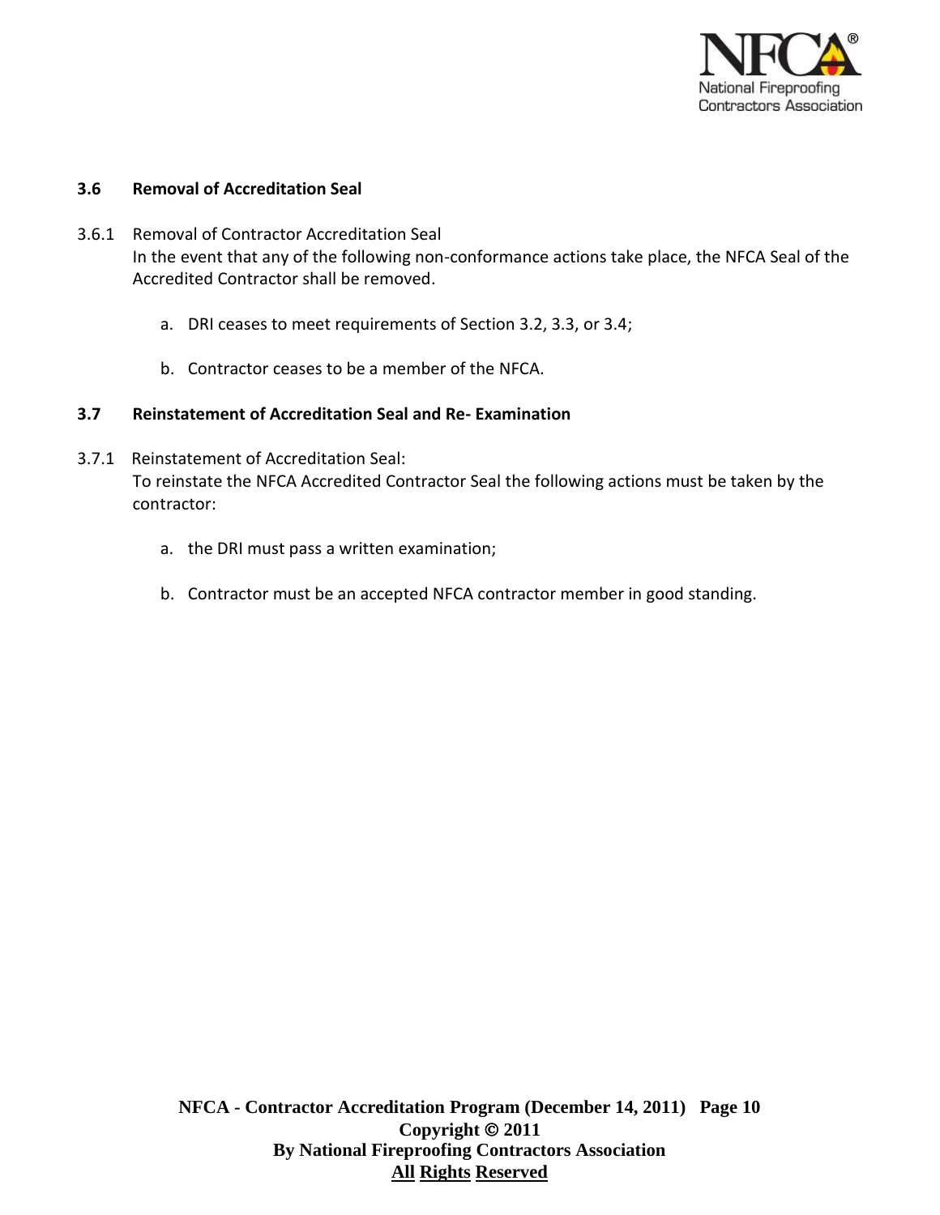### 3.6 Removal of Accreditation Seal

3.6.1 Removal of Contractor Accreditation Seal

In the event that any of the following non-conformance actions take place, the NFCA Seal of the Accredited Contractor shall be removed.

a. DRI ceases to meet requirements of Section 3.2, 3.3, or 3.4;

b. Contractor ceases to be a member of the NFCA.

### 3.7 Reinstatement of Accreditation Seal and Re- Examination

3.7.1 Reinstatement of Accreditation Seal:

To reinstate the NFCA Accredited Contractor Seal the following actions must be taken by the contractor:

a. the DRI must pass a written examination;

b. Contractor must be an accepted NFCA contractor member in good standing.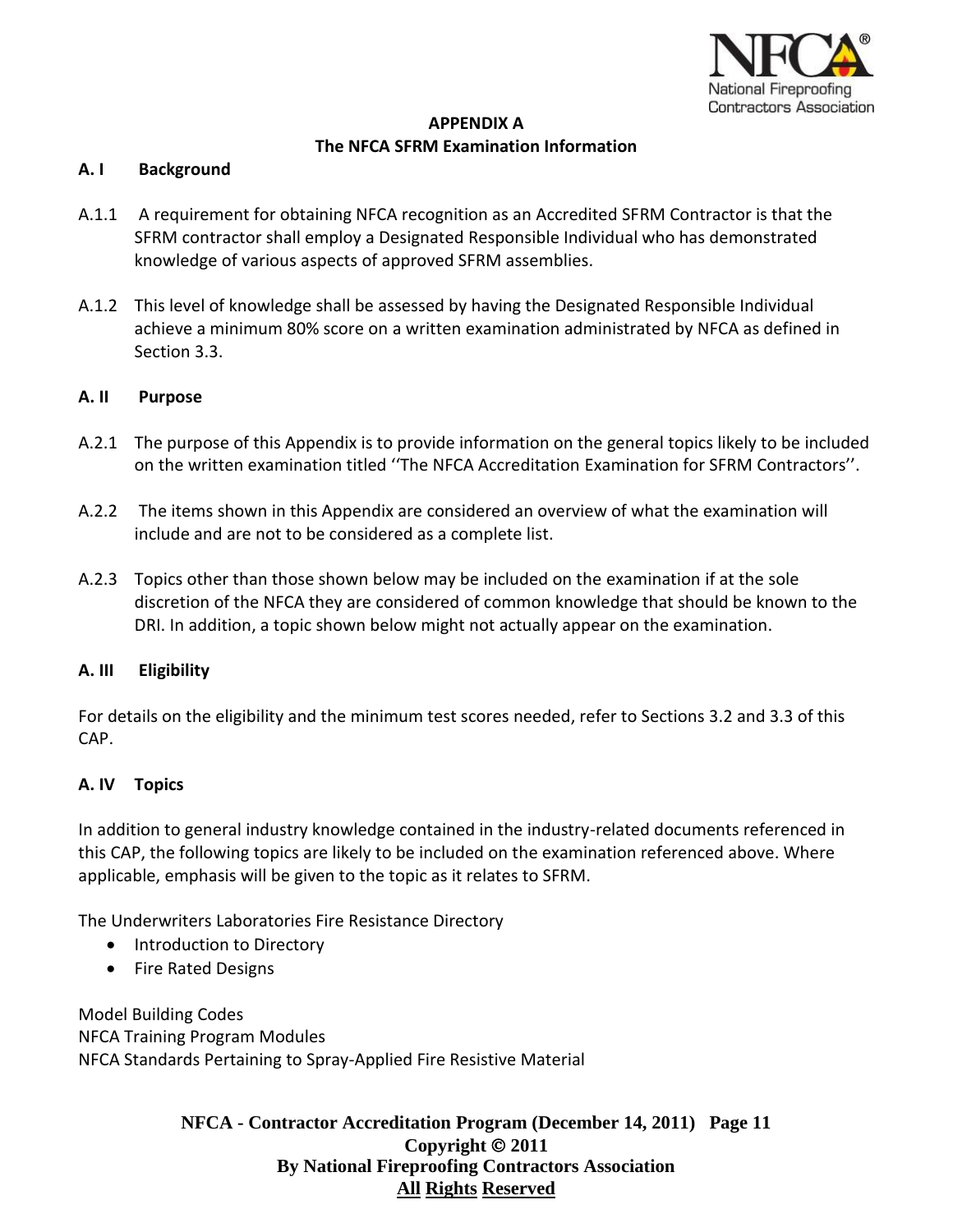# APPENDIX A
## The NFCA SFRM Examination Information

### A. I Background

A.1.1 A requirement for obtaining NFCA recognition as an Accredited SFRM Contractor is that the SFRM contractor shall employ a Designated Responsible Individual who has demonstrated knowledge of various aspects of approved SFRM assemblies.

A.1.2 This level of knowledge shall be assessed by having the Designated Responsible Individual achieve a minimum 80% score on a written examination administrated by NFCA as defined in Section 3.3.

### A. II Purpose

A.2.1 The purpose of this Appendix is to provide information on the general topics likely to be included on the written examination titled ''The NFCA Accreditation Examination for SFRM Contractors''.

A.2.2 The items shown in this Appendix are considered an overview of what the examination will include and are not to be considered as a complete list.

A.2.3 Topics other than those shown below may be included on the examination if at the sole discretion of the NFCA they are considered of common knowledge that should be known to the DRI. In addition, a topic shown below might not actually appear on the examination.

### A. III Eligibility

For details on the eligibility and the minimum test scores needed, refer to Sections 3.2 and 3.3 of this CAP.

### A. IV Topics

In addition to general industry knowledge contained in the industry-related documents referenced in this CAP, the following topics are likely to be included on the examination referenced above. Where applicable, emphasis will be given to the topic as it relates to SFRM.

The Underwriters Laboratories Fire Resistance Directory

- Introduction to Directory
- Fire Rated Designs

Model Building Codes
NFCA Training Program Modules
NFCA Standards Pertaining to Spray-Applied Fire Resistive Material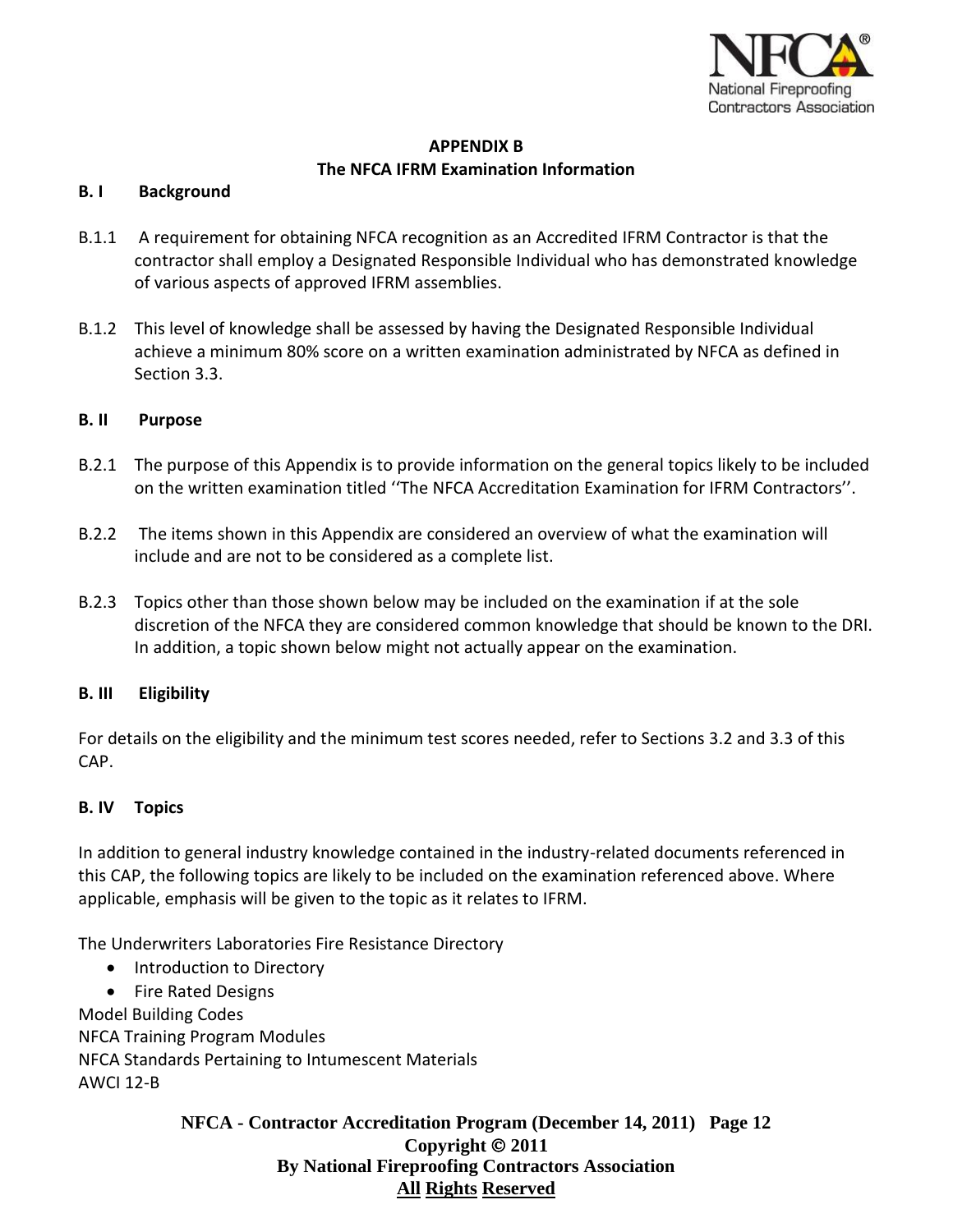## APPENDIX B
## The NFCA IFRM Examination Information

### B. I Background

B.1.1 A requirement for obtaining NFCA recognition as an Accredited IFRM Contractor is that the contractor shall employ a Designated Responsible Individual who has demonstrated knowledge of various aspects of approved IFRM assemblies.

B.1.2 This level of knowledge shall be assessed by having the Designated Responsible Individual achieve a minimum 80% score on a written examination administrated by NFCA as defined in Section 3.3.

### B. II Purpose

B.2.1 The purpose of this Appendix is to provide information on the general topics likely to be included on the written examination titled ''The NFCA Accreditation Examination for IFRM Contractors''.

B.2.2 The items shown in this Appendix are considered an overview of what the examination will include and are not to be considered as a complete list.

B.2.3 Topics other than those shown below may be included on the examination if at the sole discretion of the NFCA they are considered common knowledge that should be known to the DRI. In addition, a topic shown below might not actually appear on the examination.

### B. III Eligibility

For details on the eligibility and the minimum test scores needed, refer to Sections 3.2 and 3.3 of this CAP.

### B. IV Topics

In addition to general industry knowledge contained in the industry-related documents referenced in this CAP, the following topics are likely to be included on the examination referenced above. Where applicable, emphasis will be given to the topic as it relates to IFRM.

The Underwriters Laboratories Fire Resistance Directory

- Introduction to Directory
- Fire Rated Designs

Model Building Codes

NFCA Training Program Modules

NFCA Standards Pertaining to Intumescent Materials

AWCI 12-B